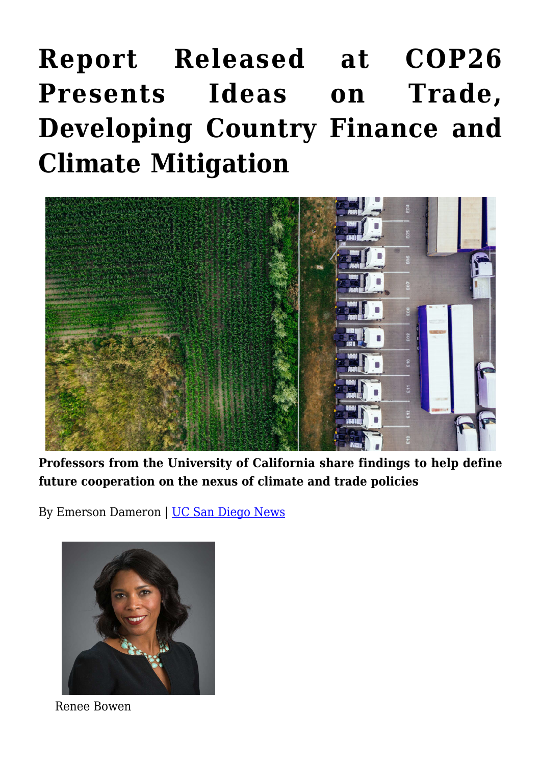# Report Released at COP26 Presents Ideas on Trade, Developing Country Finance and Climate Mitigation

**Professors from the University of California share findings to help define future cooperation on the nexus of climate and trade policies**

By Emerson Dameron | UC San Diego News

Renee Bowen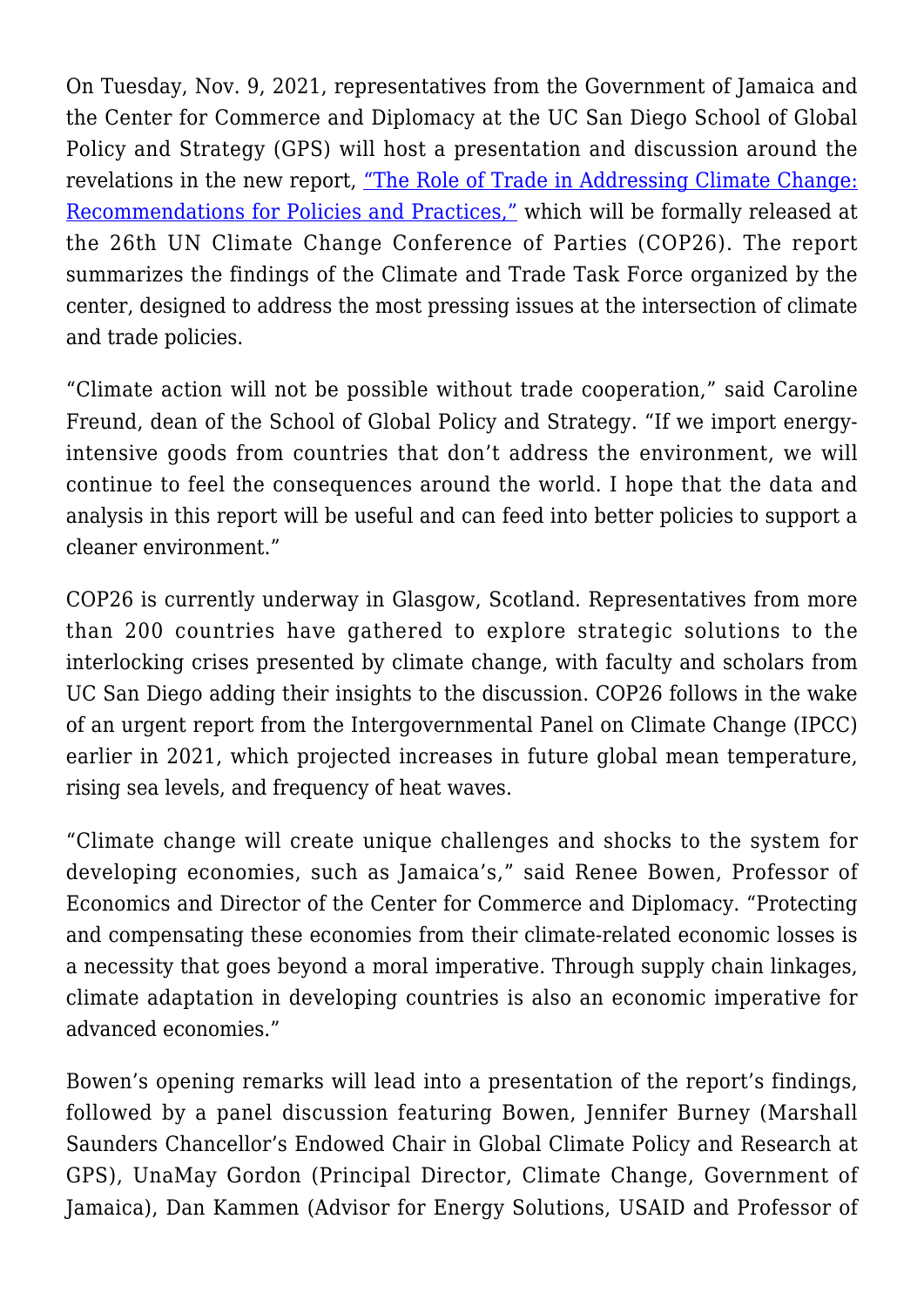On Tuesday, Nov. 9, 2021, representatives from the Government of Jamaica and the Center for Commerce and Diplomacy at the UC San Diego School of Global Policy and Strategy (GPS) will host a presentation and discussion around the revelations in the new report, [“The Role of Trade in Addressing Climate Change: Recommendations for Policies and Practices,”]() which will be formally released at the 26th UN Climate Change Conference of Parties (COP26). The report summarizes the findings of the Climate and Trade Task Force organized by the center, designed to address the most pressing issues at the intersection of climate and trade policies.

“Climate action will not be possible without trade cooperation,” said Caroline Freund, dean of the School of Global Policy and Strategy. “If we import energy-intensive goods from countries that don’t address the environment, we will continue to feel the consequences around the world. I hope that the data and analysis in this report will be useful and can feed into better policies to support a cleaner environment.”

COP26 is currently underway in Glasgow, Scotland. Representatives from more than 200 countries have gathered to explore strategic solutions to the interlocking crises presented by climate change, with faculty and scholars from UC San Diego adding their insights to the discussion. COP26 follows in the wake of an urgent report from the Intergovernmental Panel on Climate Change (IPCC) earlier in 2021, which projected increases in future global mean temperature, rising sea levels, and frequency of heat waves.

“Climate change will create unique challenges and shocks to the system for developing economies, such as Jamaica’s,” said Renee Bowen, Professor of Economics and Director of the Center for Commerce and Diplomacy. “Protecting and compensating these economies from their climate-related economic losses is a necessity that goes beyond a moral imperative. Through supply chain linkages, climate adaptation in developing countries is also an economic imperative for advanced economies.”

Bowen’s opening remarks will lead into a presentation of the report’s findings, followed by a panel discussion featuring Bowen, Jennifer Burney (Marshall Saunders Chancellor’s Endowed Chair in Global Climate Policy and Research at GPS), UnaMay Gordon (Principal Director, Climate Change, Government of Jamaica), Dan Kammen (Advisor for Energy Solutions, USAID and Professor of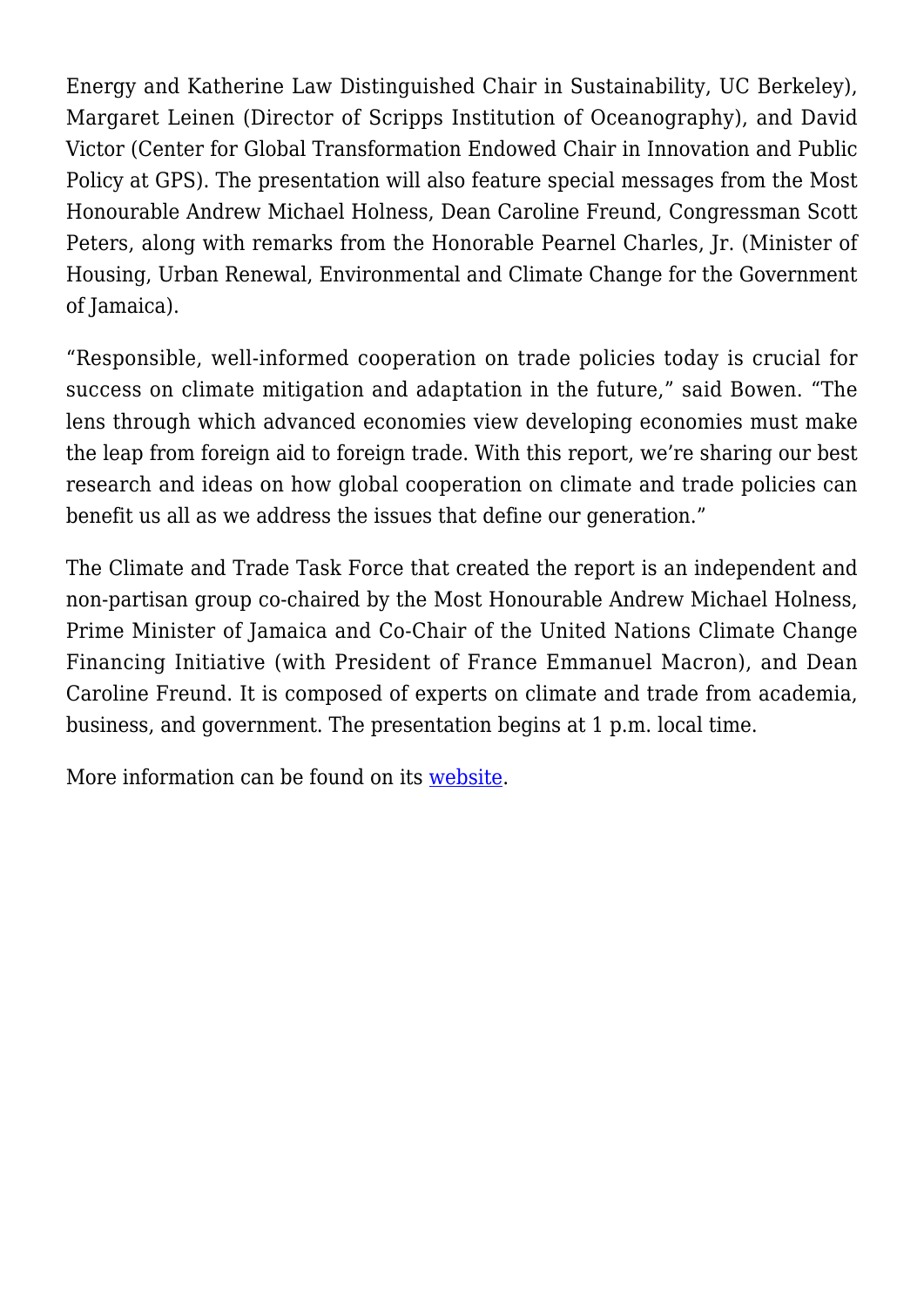Energy and Katherine Law Distinguished Chair in Sustainability, UC Berkeley), Margaret Leinen (Director of Scripps Institution of Oceanography), and David Victor (Center for Global Transformation Endowed Chair in Innovation and Public Policy at GPS). The presentation will also feature special messages from the Most Honourable Andrew Michael Holness, Dean Caroline Freund, Congressman Scott Peters, along with remarks from the Honorable Pearnel Charles, Jr. (Minister of Housing, Urban Renewal, Environmental and Climate Change for the Government of Jamaica).

"Responsible, well-informed cooperation on trade policies today is crucial for success on climate mitigation and adaptation in the future," said Bowen. "The lens through which advanced economies view developing economies must make the leap from foreign aid to foreign trade. With this report, we're sharing our best research and ideas on how global cooperation on climate and trade policies can benefit us all as we address the issues that define our generation."

The Climate and Trade Task Force that created the report is an independent and non-partisan group co-chaired by the Most Honourable Andrew Michael Holness, Prime Minister of Jamaica and Co-Chair of the United Nations Climate Change Financing Initiative (with President of France Emmanuel Macron), and Dean Caroline Freund. It is composed of experts on climate and trade from academia, business, and government. The presentation begins at 1 p.m. local time.

More information can be found on its [website](#).